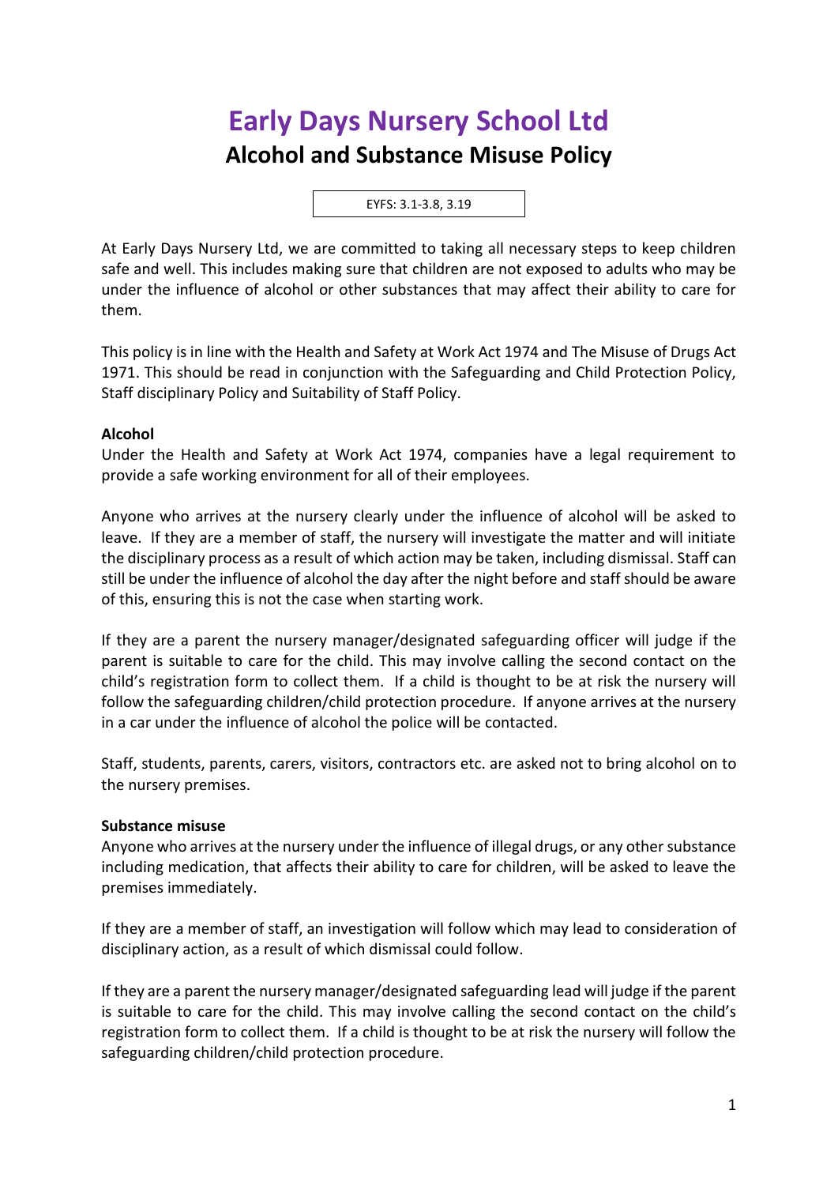# Early Days Nursery School Ltd

## Alcohol and Substance Misuse Policy

EYFS: 3.1-3.8, 3.19

At Early Days Nursery Ltd, we are committed to taking all necessary steps to keep children safe and well. This includes making sure that children are not exposed to adults who may be under the influence of alcohol or other substances that may affect their ability to care for them.

This policy is in line with the Health and Safety at Work Act 1974 and The Misuse of Drugs Act 1971. This should be read in conjunction with the Safeguarding and Child Protection Policy, Staff disciplinary Policy and Suitability of Staff Policy.

**Alcohol**

Under the Health and Safety at Work Act 1974, companies have a legal requirement to provide a safe working environment for all of their employees.

Anyone who arrives at the nursery clearly under the influence of alcohol will be asked to leave. If they are a member of staff, the nursery will investigate the matter and will initiate the disciplinary process as a result of which action may be taken, including dismissal. Staff can still be under the influence of alcohol the day after the night before and staff should be aware of this, ensuring this is not the case when starting work.

If they are a parent the nursery manager/designated safeguarding officer will judge if the parent is suitable to care for the child. This may involve calling the second contact on the child's registration form to collect them. If a child is thought to be at risk the nursery will follow the safeguarding children/child protection procedure. If anyone arrives at the nursery in a car under the influence of alcohol the police will be contacted.

Staff, students, parents, carers, visitors, contractors etc. are asked not to bring alcohol on to the nursery premises.

**Substance misuse**

Anyone who arrives at the nursery under the influence of illegal drugs, or any other substance including medication, that affects their ability to care for children, will be asked to leave the premises immediately.

If they are a member of staff, an investigation will follow which may lead to consideration of disciplinary action, as a result of which dismissal could follow.

If they are a parent the nursery manager/designated safeguarding lead will judge if the parent is suitable to care for the child. This may involve calling the second contact on the child's registration form to collect them. If a child is thought to be at risk the nursery will follow the safeguarding children/child protection procedure.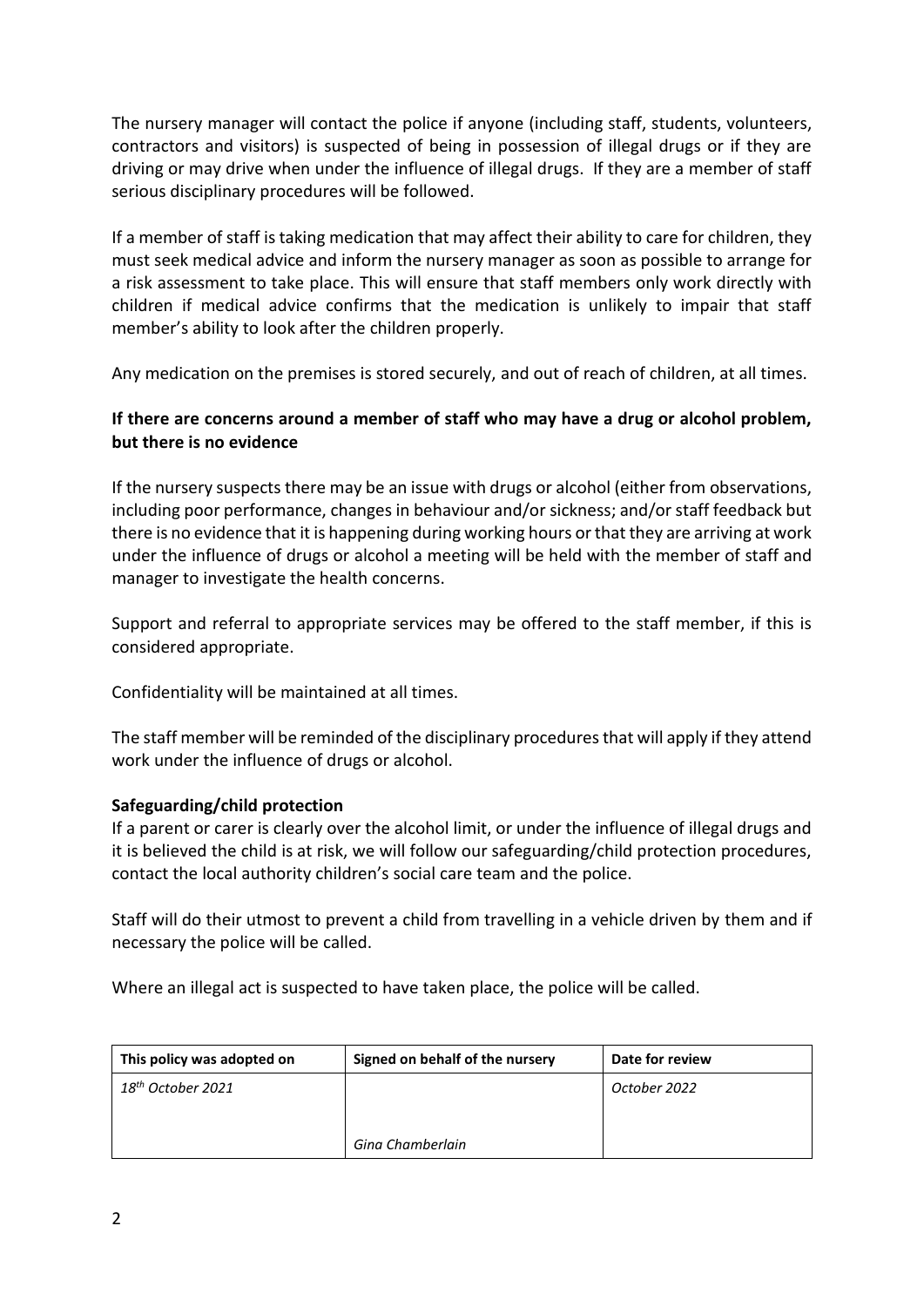The nursery manager will contact the police if anyone (including staff, students, volunteers, contractors and visitors) is suspected of being in possession of illegal drugs or if they are driving or may drive when under the influence of illegal drugs. If they are a member of staff serious disciplinary procedures will be followed.

If a member of staff is taking medication that may affect their ability to care for children, they must seek medical advice and inform the nursery manager as soon as possible to arrange for a risk assessment to take place. This will ensure that staff members only work directly with children if medical advice confirms that the medication is unlikely to impair that staff member's ability to look after the children properly.

Any medication on the premises is stored securely, and out of reach of children, at all times.

**If there are concerns around a member of staff who may have a drug or alcohol problem, but there is no evidence**

If the nursery suspects there may be an issue with drugs or alcohol (either from observations, including poor performance, changes in behaviour and/or sickness; and/or staff feedback but there is no evidence that it is happening during working hours or that they are arriving at work under the influence of drugs or alcohol a meeting will be held with the member of staff and manager to investigate the health concerns.

Support and referral to appropriate services may be offered to the staff member, if this is considered appropriate.

Confidentiality will be maintained at all times.

The staff member will be reminded of the disciplinary procedures that will apply if they attend work under the influence of drugs or alcohol.

**Safeguarding/child protection**

If a parent or carer is clearly over the alcohol limit, or under the influence of illegal drugs and it is believed the child is at risk, we will follow our safeguarding/child protection procedures, contact the local authority children's social care team and the police.

Staff will do their utmost to prevent a child from travelling in a vehicle driven by them and if necessary the police will be called.

Where an illegal act is suspected to have taken place, the police will be called.

| This policy was adopted on | Signed on behalf of the nursery | Date for review |
|---|---|---|
| *18th October 2021* | *Gina Chamberlain* | *October 2022* |